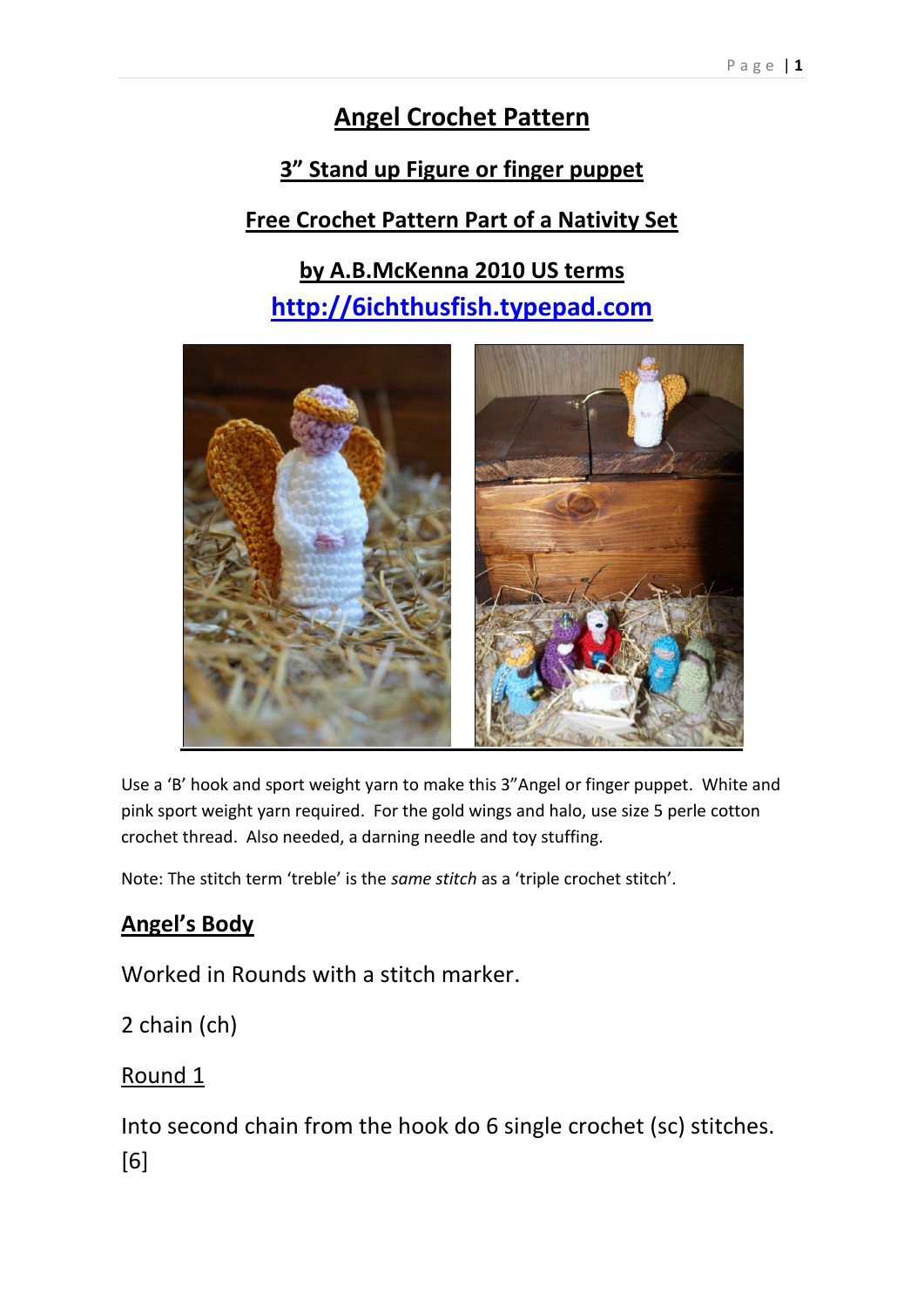# Angel Crochet Pattern

## 3" Stand up Figure or finger puppet

## Free Crochet Pattern Part of a Nativity Set

## by A.B.McKenna 2010 US terms

## http://6ichthusfish.typepad.com

Use a 'B' hook and sport weight yarn to make this 3"Angel or finger puppet. White and pink sport weight yarn required. For the gold wings and halo, use size 5 perle cotton crochet thread. Also needed, a darning needle and toy stuffing.

Note: The stitch term 'treble' is the *same stitch* as a 'triple crochet stitch'.

## Angel's Body

Worked in Rounds with a stitch marker.

2 chain (ch)

Round 1

Into second chain from the hook do 6 single crochet (sc) stitches. [6]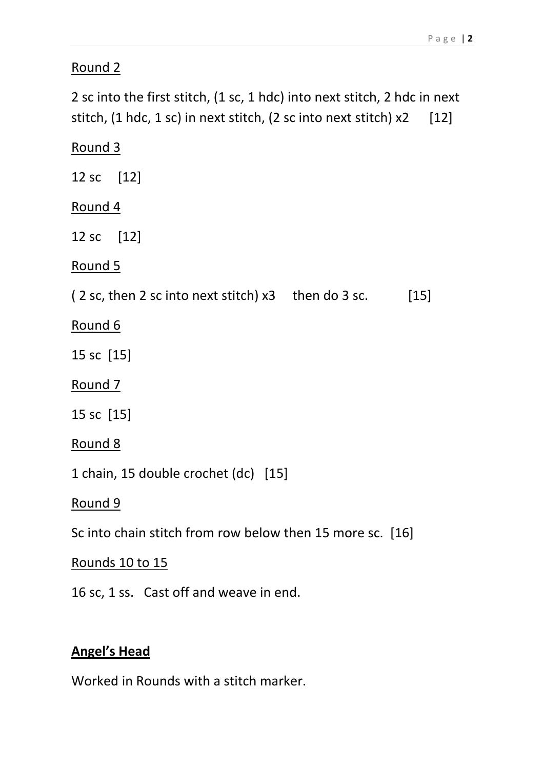<u>Round 2</u>

2 sc into the first stitch, (1 sc, 1 hdc) into next stitch, 2 hdc in next stitch, (1 hdc, 1 sc) in next stitch, (2 sc into next stitch) x2 [12]

<u>Round 3</u>

12 sc [12]

<u>Round 4</u>

12 sc [12]

<u>Round 5</u>

( 2 sc, then 2 sc into next stitch) x3 then do 3 sc. [15]

<u>Round 6</u>

15 sc [15]

<u>Round 7</u>

15 sc [15]

<u>Round 8</u>

1 chain, 15 double crochet (dc) [15]

<u>Round 9</u>

Sc into chain stitch from row below then 15 more sc. [16]

<u>Rounds 10 to 15</u>

16 sc, 1 ss. Cast off and weave in end.

**<u>Angel's Head</u>**

Worked in Rounds with a stitch marker.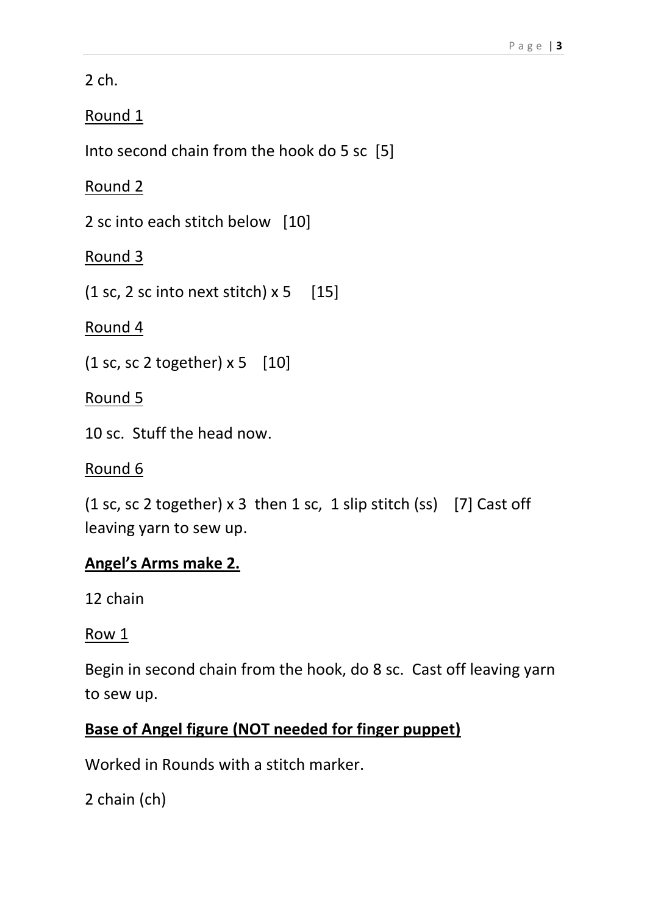2 ch.

Round 1

Into second chain from the hook do 5 sc  [5]

Round 2

2 sc into each stitch below   [10]

Round 3

(1 sc, 2 sc into next stitch) x 5     [15]

Round 4

(1 sc, sc 2 together) x 5    [10]

Round 5

10 sc.  Stuff the head now.

Round 6

(1 sc, sc 2 together) x 3  then 1 sc,  1 slip stitch (ss)    [7] Cast off leaving yarn to sew up.

**Angel's Arms make 2.**

12 chain

Row 1

Begin in second chain from the hook, do 8 sc.  Cast off leaving yarn to sew up.

**Base of Angel figure (NOT needed for finger puppet)**

Worked in Rounds with a stitch marker.

2 chain (ch)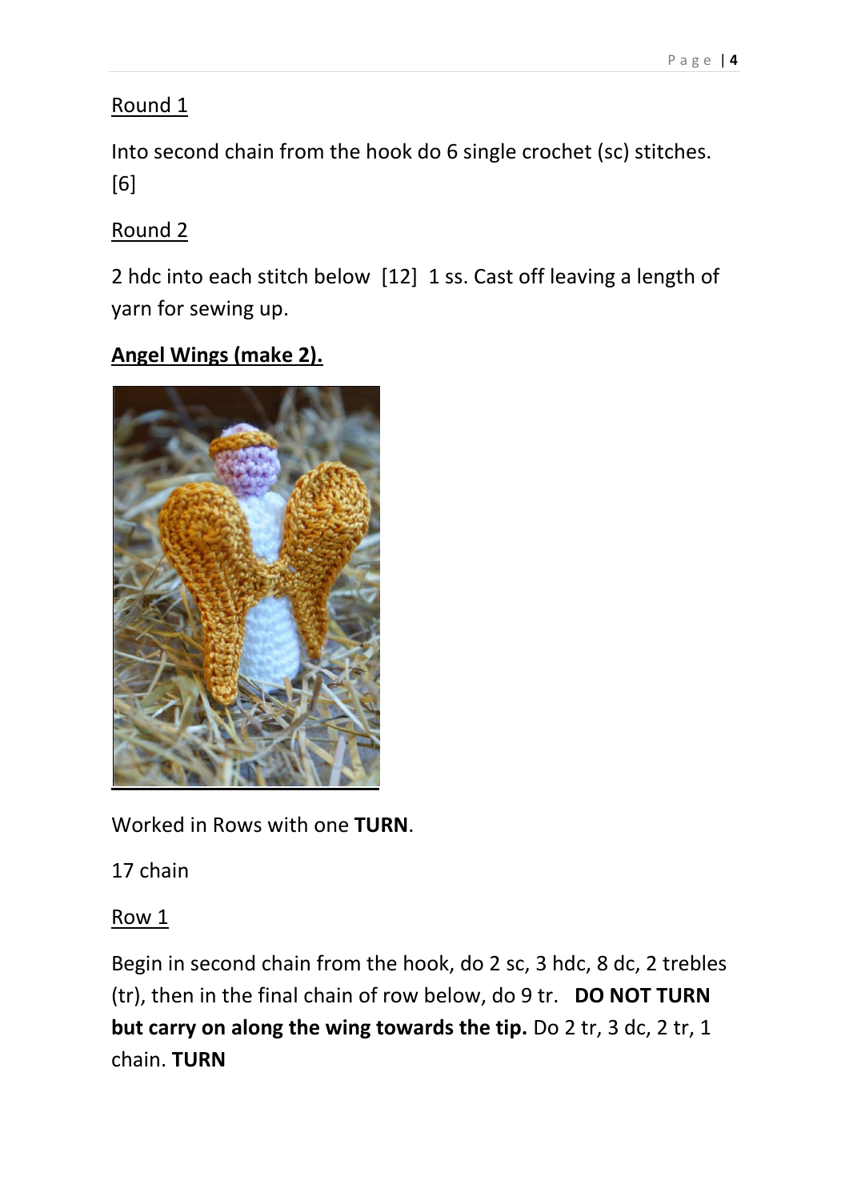Round 1

Into second chain from the hook do 6 single crochet (sc) stitches. [6]

Round 2

2 hdc into each stitch below [12] 1 ss. Cast off leaving a length of yarn for sewing up.

**Angel Wings (make 2).**

Worked in Rows with one **TURN**.

17 chain

Row 1

Begin in second chain from the hook, do 2 sc, 3 hdc, 8 dc, 2 trebles (tr), then in the final chain of row below, do 9 tr. **DO NOT TURN but carry on along the wing towards the tip.** Do 2 tr, 3 dc, 2 tr, 1 chain. **TURN**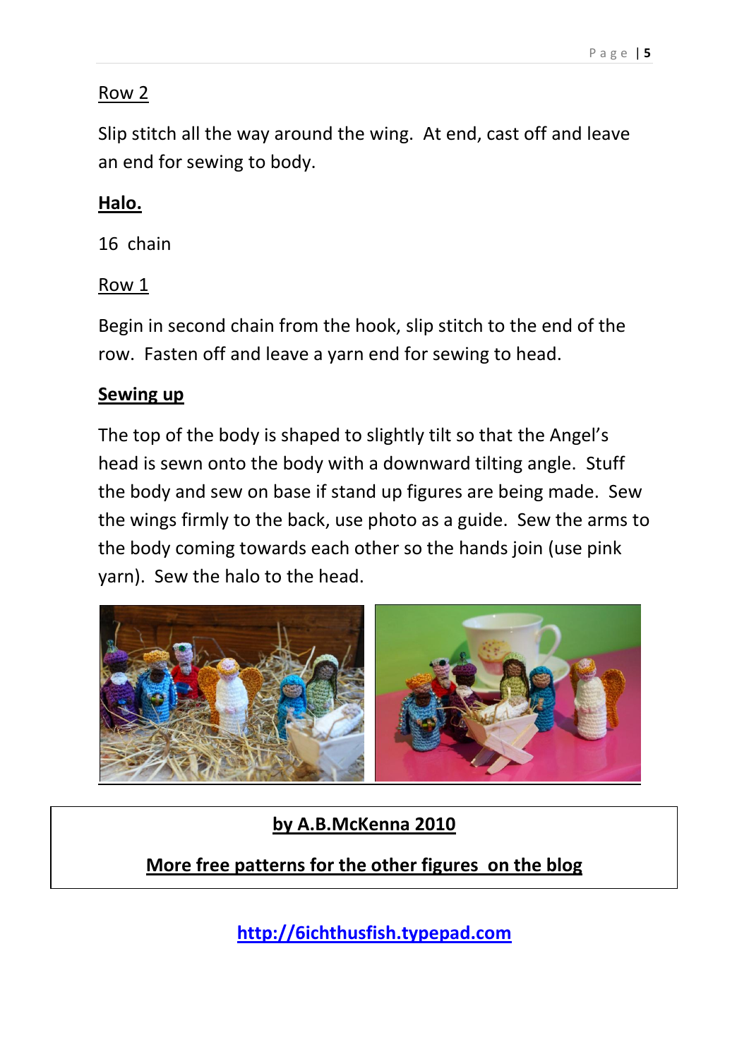Row 2

Slip stitch all the way around the wing. At end, cast off and leave an end for sewing to body.

**Halo.**

16 chain

Row 1

Begin in second chain from the hook, slip stitch to the end of the row. Fasten off and leave a yarn end for sewing to head.

**Sewing up**

The top of the body is shaped to slightly tilt so that the Angel's head is sewn onto the body with a downward tilting angle. Stuff the body and sew on base if stand up figures are being made. Sew the wings firmly to the back, use photo as a guide. Sew the arms to the body coming towards each other so the hands join (use pink yarn). Sew the halo to the head.

**by A.B.McKenna 2010**

**More free patterns for the other figures on the blog**

**http://6ichthusfish.typepad.com**